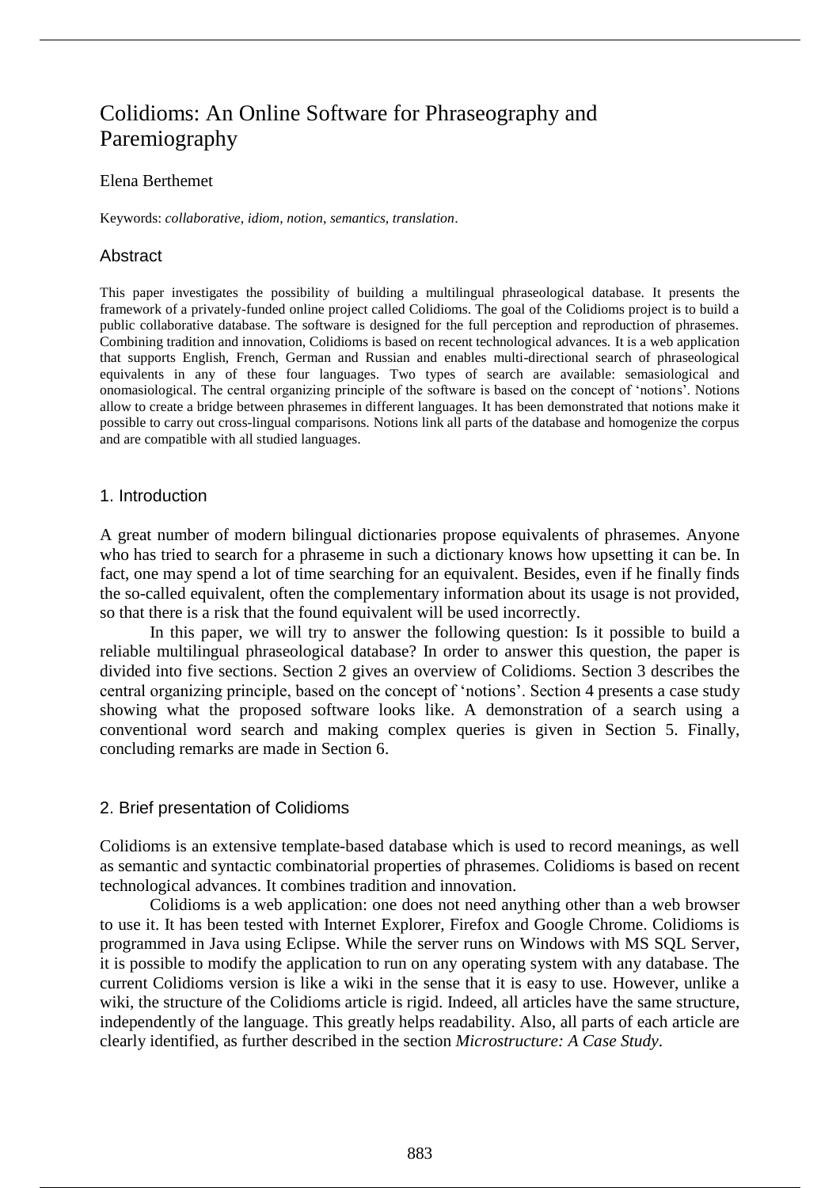# Colidioms: An Online Software for Phraseography and Paremiography

Elena Berthemet

Keywords: *collaborative*, *idiom*, *notion*, *semantics*, *translation*.

## Abstract

This paper investigates the possibility of building a multilingual phraseological database. It presents the framework of a privately-funded online project called Colidioms. The goal of the Colidioms project is to build a public collaborative database. The software is designed for the full perception and reproduction of phrasemes. Combining tradition and innovation, Colidioms is based on recent technological advances. It is a web application that supports English, French, German and Russian and enables multi-directional search of phraseological equivalents in any of these four languages. Two types of search are available: semasiological and onomasiological. The central organizing principle of the software is based on the concept of 'notions'. Notions allow to create a bridge between phrasemes in different languages. It has been demonstrated that notions make it possible to carry out cross-lingual comparisons. Notions link all parts of the database and homogenize the corpus and are compatible with all studied languages.

## 1. Introduction

A great number of modern bilingual dictionaries propose equivalents of phrasemes. Anyone who has tried to search for a phraseme in such a dictionary knows how upsetting it can be. In fact, one may spend a lot of time searching for an equivalent. Besides, even if he finally finds the so-called equivalent, often the complementary information about its usage is not provided, so that there is a risk that the found equivalent will be used incorrectly.

In this paper, we will try to answer the following question: Is it possible to build a reliable multilingual phraseological database? In order to answer this question, the paper is divided into five sections. Section 2 gives an overview of Colidioms. Section 3 describes the central organizing principle, based on the concept of 'notions'. Section 4 presents a case study showing what the proposed software looks like. A demonstration of a search using a conventional word search and making complex queries is given in Section 5. Finally, concluding remarks are made in Section 6.

## 2. Brief presentation of Colidioms

Colidioms is an extensive template-based database which is used to record meanings, as well as semantic and syntactic combinatorial properties of phrasemes. Colidioms is based on recent technological advances. It combines tradition and innovation.

Colidioms is a web application: one does not need anything other than a web browser to use it. It has been tested with Internet Explorer, Firefox and Google Chrome. Colidioms is programmed in Java using Eclipse. While the server runs on Windows with MS SQL Server, it is possible to modify the application to run on any operating system with any database. The current Colidioms version is like a wiki in the sense that it is easy to use. However, unlike a wiki, the structure of the Colidioms article is rigid. Indeed, all articles have the same structure, independently of the language. This greatly helps readability. Also, all parts of each article are clearly identified, as further described in the section *Microstructure: A Case Study*.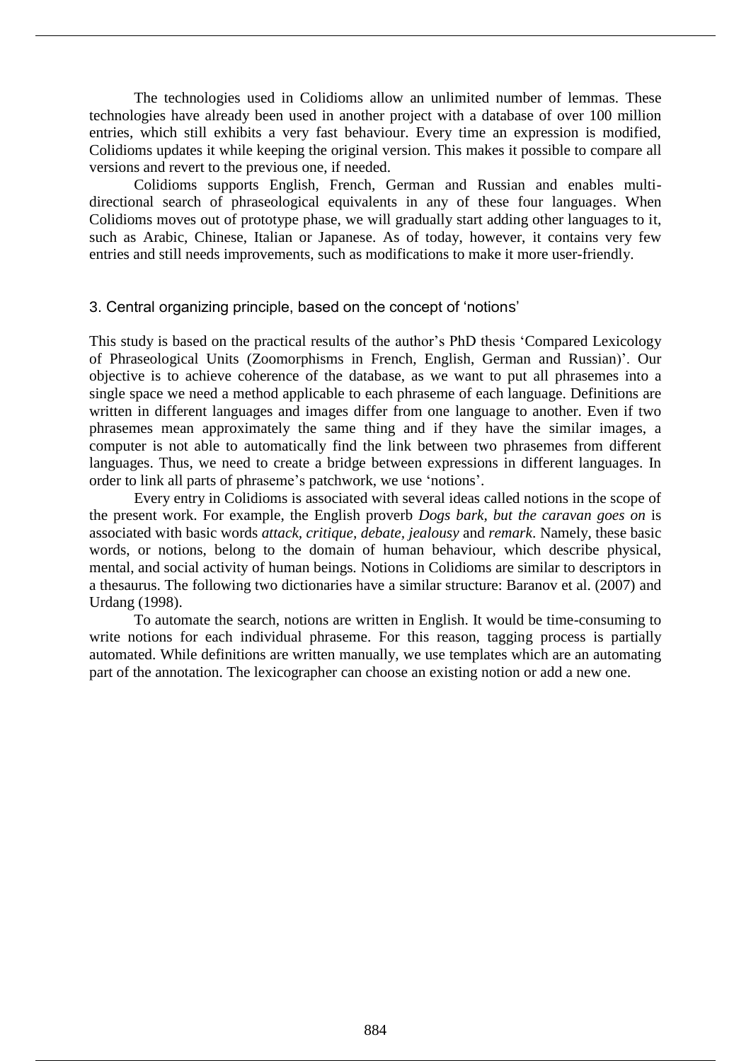The technologies used in Colidioms allow an unlimited number of lemmas. These technologies have already been used in another project with a database of over 100 million entries, which still exhibits a very fast behaviour. Every time an expression is modified, Colidioms updates it while keeping the original version. This makes it possible to compare all versions and revert to the previous one, if needed.

Colidioms supports English, French, German and Russian and enables multi-directional search of phraseological equivalents in any of these four languages. When Colidioms moves out of prototype phase, we will gradually start adding other languages to it, such as Arabic, Chinese, Italian or Japanese. As of today, however, it contains very few entries and still needs improvements, such as modifications to make it more user-friendly.

## 3. Central organizing principle, based on the concept of 'notions'

This study is based on the practical results of the author's PhD thesis 'Compared Lexicology of Phraseological Units (Zoomorphisms in French, English, German and Russian)'. Our objective is to achieve coherence of the database, as we want to put all phrasemes into a single space we need a method applicable to each phraseme of each language. Definitions are written in different languages and images differ from one language to another. Even if two phrasemes mean approximately the same thing and if they have the similar images, a computer is not able to automatically find the link between two phrasemes from different languages. Thus, we need to create a bridge between expressions in different languages. In order to link all parts of phraseme's patchwork, we use 'notions'.

Every entry in Colidioms is associated with several ideas called notions in the scope of the present work. For example, the English proverb *Dogs bark, but the caravan goes on* is associated with basic words *attack, critique, debate, jealousy* and *remark*. Namely, these basic words, or notions, belong to the domain of human behaviour, which describe physical, mental, and social activity of human beings. Notions in Colidioms are similar to descriptors in a thesaurus. The following two dictionaries have a similar structure: Baranov et al. (2007) and Urdang (1998).

To automate the search, notions are written in English. It would be time-consuming to write notions for each individual phraseme. For this reason, tagging process is partially automated. While definitions are written manually, we use templates which are an automating part of the annotation. The lexicographer can choose an existing notion or add a new one.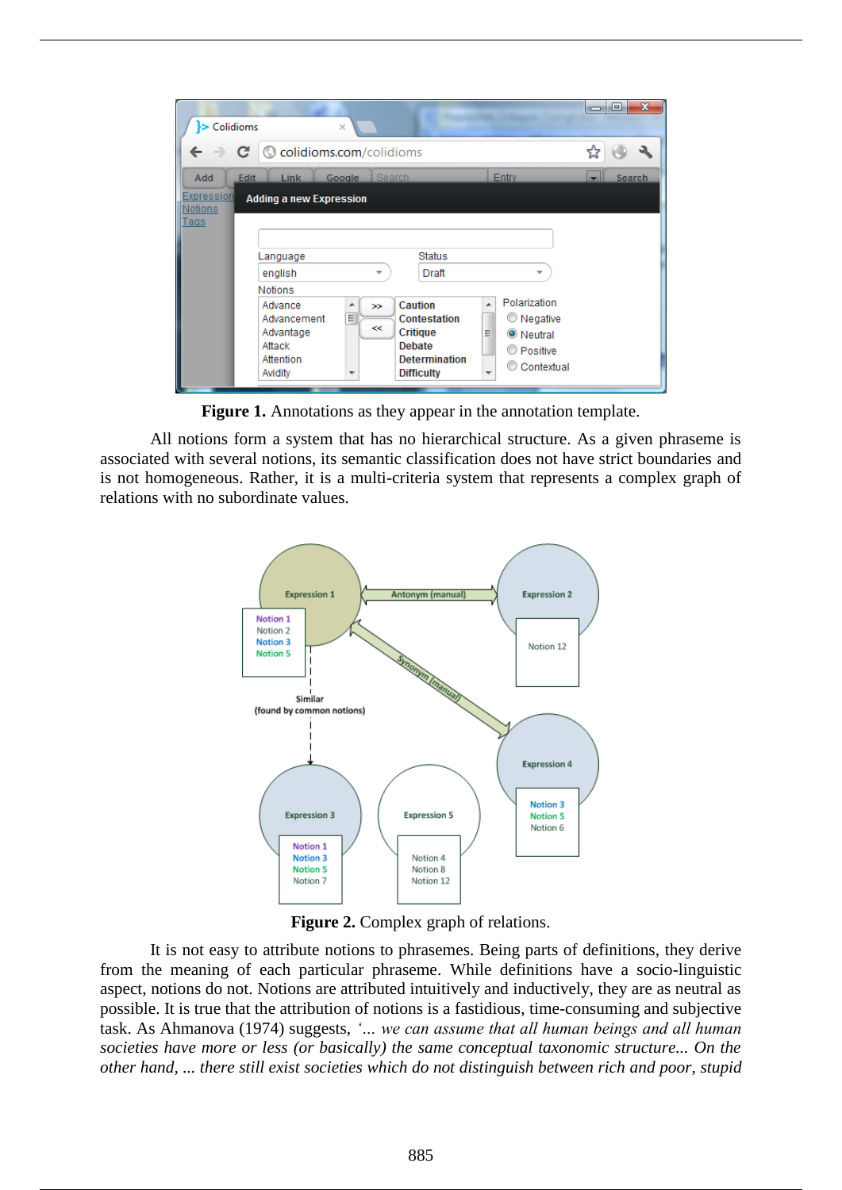**Figure 1.** Annotations as they appear in the annotation template.

All notions form a system that has no hierarchical structure. As a given phraseme is associated with several notions, its semantic classification does not have strict boundaries and is not homogeneous. Rather, it is a multi-criteria system that represents a complex graph of relations with no subordinate values.

**Figure 2.** Complex graph of relations.

It is not easy to attribute notions to phrasemes. Being parts of definitions, they derive from the meaning of each particular phraseme. While definitions have a socio-linguistic aspect, notions do not. Notions are attributed intuitively and inductively, they are as neutral as possible. It is true that the attribution of notions is a fastidious, time-consuming and subjective task. As Ahmanova (1974) suggests, *'... we can assume that all human beings and all human societies have more or less (or basically) the same conceptual taxonomic structure... On the other hand, ... there still exist societies which do not distinguish between rich and poor, stupid*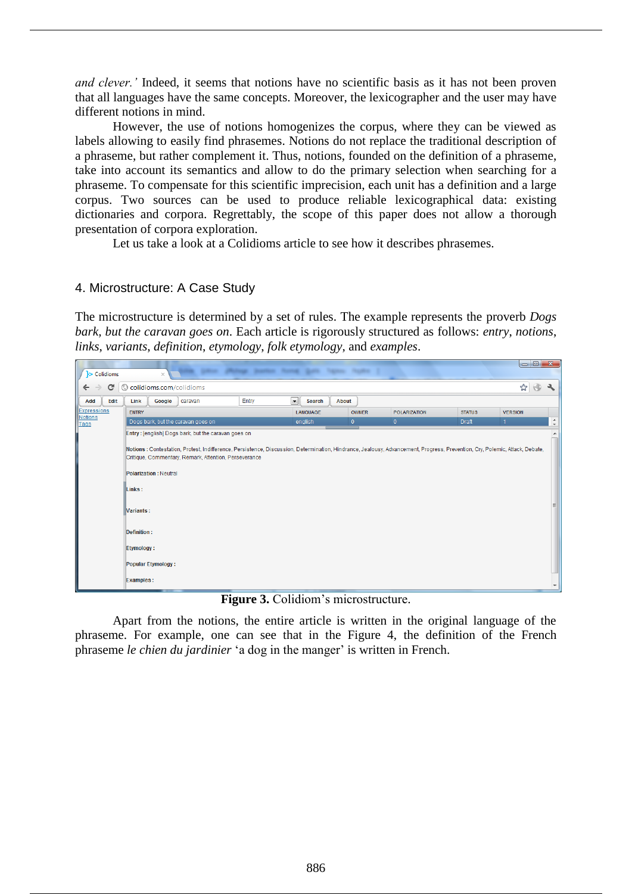*and clever.'* Indeed, it seems that notions have no scientific basis as it has not been proven that all languages have the same concepts. Moreover, the lexicographer and the user may have different notions in mind.

However, the use of notions homogenizes the corpus, where they can be viewed as labels allowing to easily find phrasemes. Notions do not replace the traditional description of a phraseme, but rather complement it. Thus, notions, founded on the definition of a phraseme, take into account its semantics and allow to do the primary selection when searching for a phraseme. To compensate for this scientific imprecision, each unit has a definition and a large corpus. Two sources can be used to produce reliable lexicographical data: existing dictionaries and corpora. Regrettably, the scope of this paper does not allow a thorough presentation of corpora exploration.

Let us take a look at a Colidioms article to see how it describes phrasemes.

## 4. Microstructure: A Case Study

The microstructure is determined by a set of rules. The example represents the proverb *Dogs bark, but the caravan goes on*. Each article is rigorously structured as follows: *entry*, *notions*, *links*, *variants*, *definition*, *etymology*, *folk etymology*, and *examples*.

**Figure 3.** Colidiom's microstructure.

Apart from the notions, the entire article is written in the original language of the phraseme. For example, one can see that in the Figure 4, the definition of the French phraseme *le chien du jardinier* 'a dog in the manger' is written in French.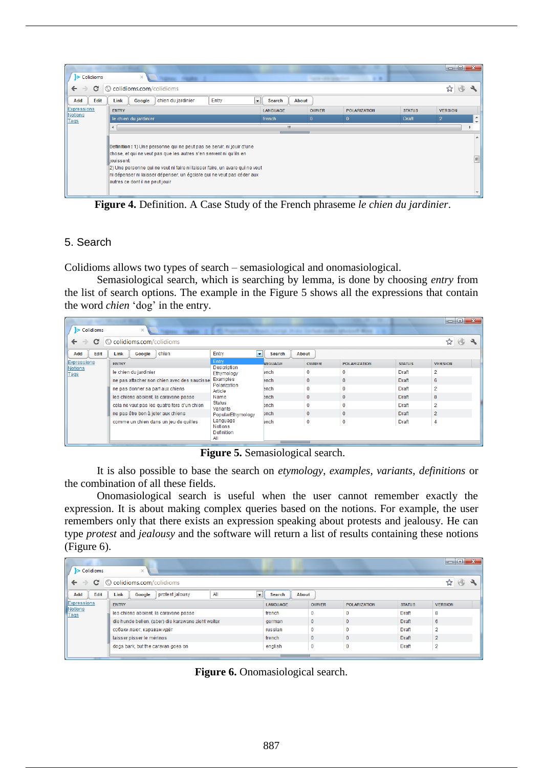**Figure 4.** Definition. A Case Study of the French phraseme *le chien du jardinier*.

## 5. Search

Colidioms allows two types of search – semasiological and onomasiological.

Semasiological search, which is searching by lemma, is done by choosing *entry* from the list of search options. The example in the Figure 5 shows all the expressions that contain the word *chien* 'dog' in the entry.

**Figure 5.** Semasiological search.

It is also possible to base the search on *etymology*, *examples*, *variants*, *definitions* or the combination of all these fields.

Onomasiological search is useful when the user cannot remember exactly the expression. It is about making complex queries based on the notions. For example, the user remembers only that there exists an expression speaking about protests and jealousy. He can type *protest* and *jealousy* and the software will return a list of results containing these notions (Figure 6).

**Figure 6.** Onomasiological search.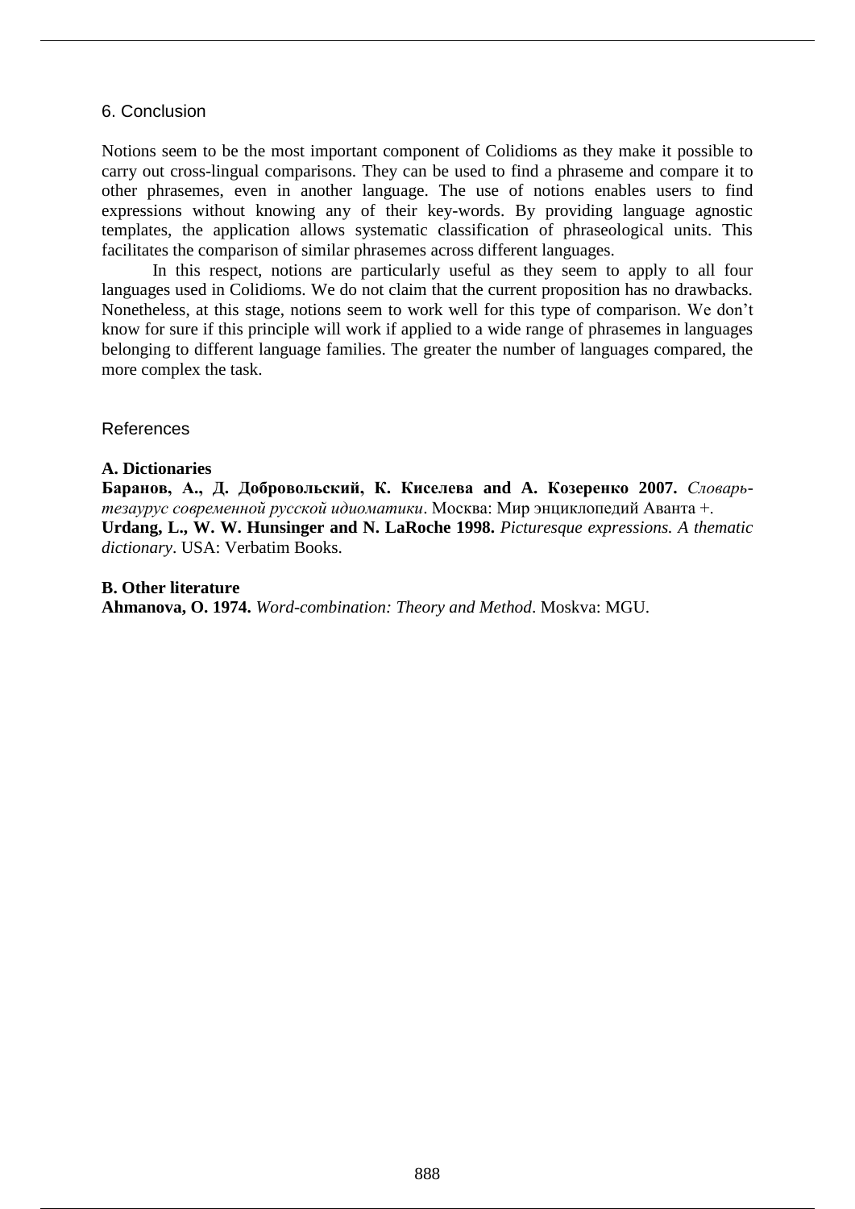## 6. Conclusion

Notions seem to be the most important component of Colidioms as they make it possible to carry out cross-lingual comparisons. They can be used to find a phraseme and compare it to other phrasemes, even in another language. The use of notions enables users to find expressions without knowing any of their key-words. By providing language agnostic templates, the application allows systematic classification of phraseological units. This facilitates the comparison of similar phrasemes across different languages.

In this respect, notions are particularly useful as they seem to apply to all four languages used in Colidioms. We do not claim that the current proposition has no drawbacks. Nonetheless, at this stage, notions seem to work well for this type of comparison. We don't know for sure if this principle will work if applied to a wide range of phrasemes in languages belonging to different language families. The greater the number of languages compared, the more complex the task.

## References

**A. Dictionaries**

**Баранов, А., Д. Добровольский, К. Киселева and А. Козеренко 2007.** *Словарь-тезаурус современной русской идиоматики*. Москва: Мир энциклопедий Аванта +.

**Urdang, L., W. W. Hunsinger and N. LaRoche 1998.** *Picturesque expressions. A thematic dictionary*. USA: Verbatim Books.

**B. Other literature**

**Ahmanova, O. 1974.** *Word-combination: Theory and Method*. Moskva: MGU.